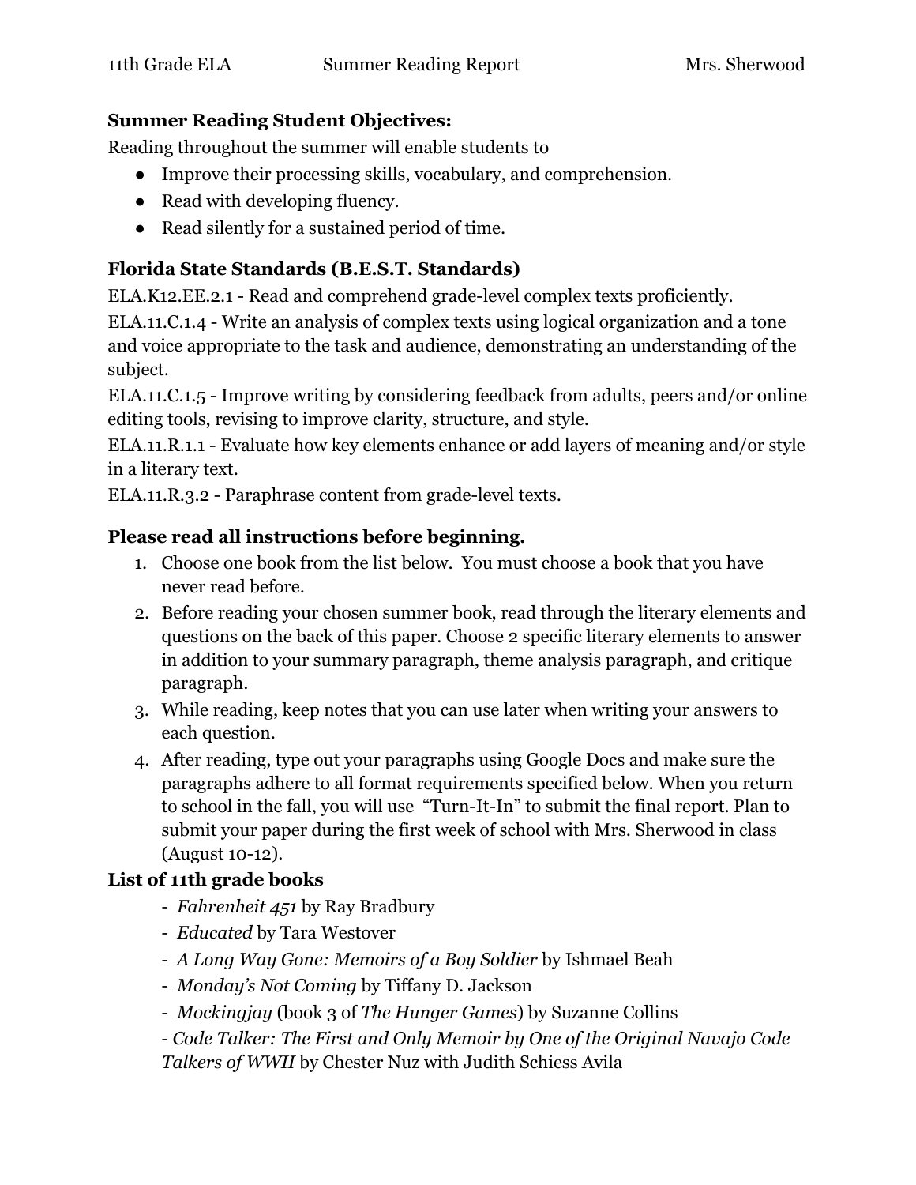11th Grade ELA Summer Reading Report Mrs. Sherwood

**Summer Reading Student Objectives:**

Reading throughout the summer will enable students to

- Improve their processing skills, vocabulary, and comprehension.
- Read with developing fluency.
- Read silently for a sustained period of time.

**Florida State Standards (B.E.S.T. Standards)**

ELA.K12.EE.2.1 - Read and comprehend grade-level complex texts proficiently.

ELA.11.C.1.4 - Write an analysis of complex texts using logical organization and a tone and voice appropriate to the task and audience, demonstrating an understanding of the subject.

ELA.11.C.1.5 - Improve writing by considering feedback from adults, peers and/or online editing tools, revising to improve clarity, structure, and style.

ELA.11.R.1.1 - Evaluate how key elements enhance or add layers of meaning and/or style in a literary text.

ELA.11.R.3.2 - Paraphrase content from grade-level texts.

**Please read all instructions before beginning.**

1. Choose one book from the list below. You must choose a book that you have never read before.
2. Before reading your chosen summer book, read through the literary elements and questions on the back of this paper. Choose 2 specific literary elements to answer in addition to your summary paragraph, theme analysis paragraph, and critique paragraph.
3. While reading, keep notes that you can use later when writing your answers to each question.
4. After reading, type out your paragraphs using Google Docs and make sure the paragraphs adhere to all format requirements specified below. When you return to school in the fall, you will use "Turn-It-In" to submit the final report. Plan to submit your paper during the first week of school with Mrs. Sherwood in class (August 10-12).

**List of 11th grade books**

- *Fahrenheit 451* by Ray Bradbury
- *Educated* by Tara Westover
- *A Long Way Gone: Memoirs of a Boy Soldier* by Ishmael Beah
- *Monday's Not Coming* by Tiffany D. Jackson
- *Mockingjay* (book 3 of *The Hunger Games*) by Suzanne Collins
- *Code Talker: The First and Only Memoir by One of the Original Navajo Code Talkers of WWII* by Chester Nuz with Judith Schiess Avila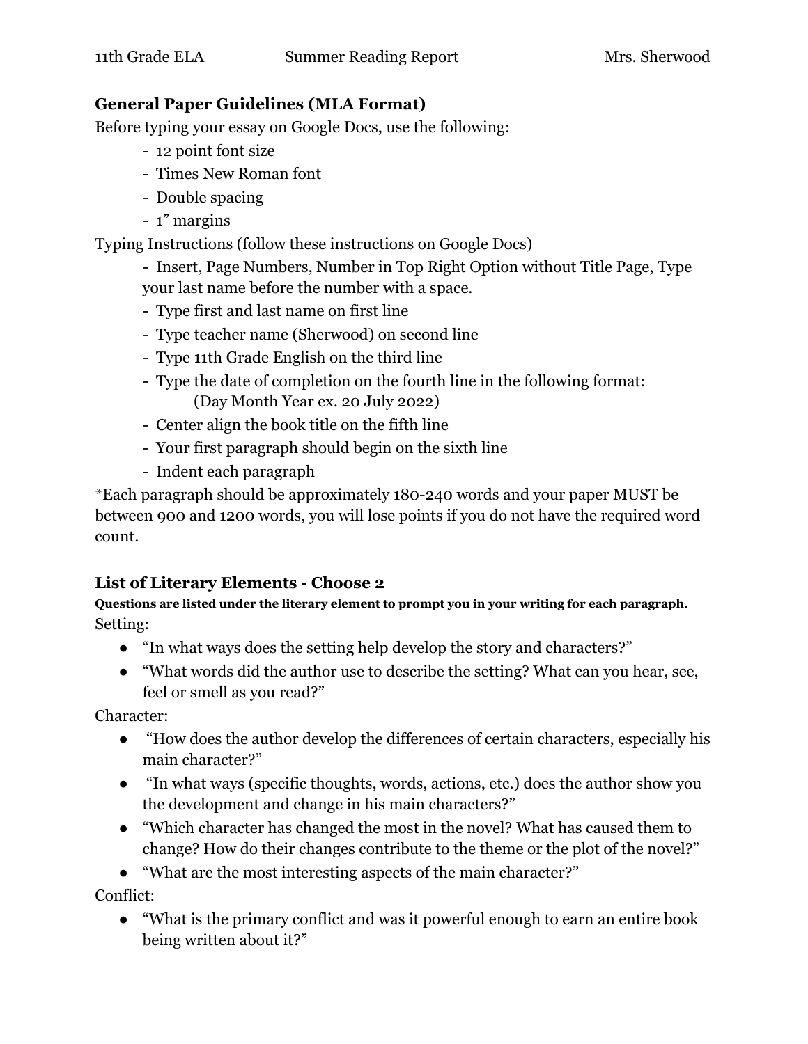## General Paper Guidelines (MLA Format)

Before typing your essay on Google Docs, use the following:

- 12 point font size
- Times New Roman font
- Double spacing
- 1" margins

Typing Instructions (follow these instructions on Google Docs)

- Insert, Page Numbers, Number in Top Right Option without Title Page, Type your last name before the number with a space.
- Type first and last name on first line
- Type teacher name (Sherwood) on second line
- Type 11th Grade English on the third line
- Type the date of completion on the fourth line in the following format:
  (Day Month Year ex. 20 July 2022)
- Center align the book title on the fifth line
- Your first paragraph should begin on the sixth line
- Indent each paragraph

*Each paragraph should be approximately 180-240 words and your paper MUST be between 900 and 1200 words, you will lose points if you do not have the required word count.

## List of Literary Elements - Choose 2

**Questions are listed under the literary element to prompt you in your writing for each paragraph.**

Setting:

- "In what ways does the setting help develop the story and characters?"
- "What words did the author use to describe the setting? What can you hear, see, feel or smell as you read?"

Character:

- "How does the author develop the differences of certain characters, especially his main character?"
- "In what ways (specific thoughts, words, actions, etc.) does the author show you the development and change in his main characters?"
- "Which character has changed the most in the novel? What has caused them to change? How do their changes contribute to the theme or the plot of the novel?"
- "What are the most interesting aspects of the main character?"

Conflict:

- "What is the primary conflict and was it powerful enough to earn an entire book being written about it?"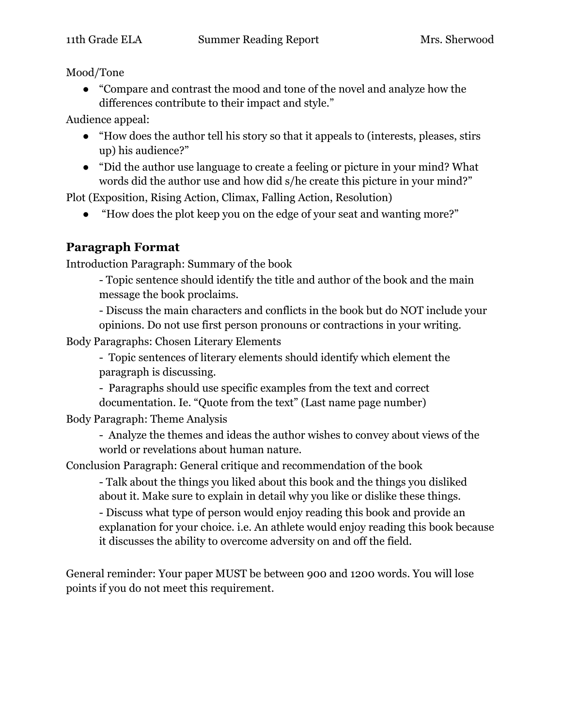Mood/Tone

- "Compare and contrast the mood and tone of the novel and analyze how the differences contribute to their impact and style."

Audience appeal:

- "How does the author tell his story so that it appeals to (interests, pleases, stirs up) his audience?"
- "Did the author use language to create a feeling or picture in your mind? What words did the author use and how did s/he create this picture in your mind?"

Plot (Exposition, Rising Action, Climax, Falling Action, Resolution)

- "How does the plot keep you on the edge of your seat and wanting more?"

## Paragraph Format

Introduction Paragraph: Summary of the book

- Topic sentence should identify the title and author of the book and the main message the book proclaims.
- Discuss the main characters and conflicts in the book but do NOT include your opinions. Do not use first person pronouns or contractions in your writing.

Body Paragraphs: Chosen Literary Elements

- Topic sentences of literary elements should identify which element the paragraph is discussing.
- Paragraphs should use specific examples from the text and correct documentation. Ie. "Quote from the text" (Last name page number)

Body Paragraph: Theme Analysis

- Analyze the themes and ideas the author wishes to convey about views of the world or revelations about human nature.

Conclusion Paragraph: General critique and recommendation of the book

- Talk about the things you liked about this book and the things you disliked about it. Make sure to explain in detail why you like or dislike these things.
- Discuss what type of person would enjoy reading this book and provide an explanation for your choice. i.e. An athlete would enjoy reading this book because it discusses the ability to overcome adversity on and off the field.

General reminder: Your paper MUST be between 900 and 1200 words. You will lose points if you do not meet this requirement.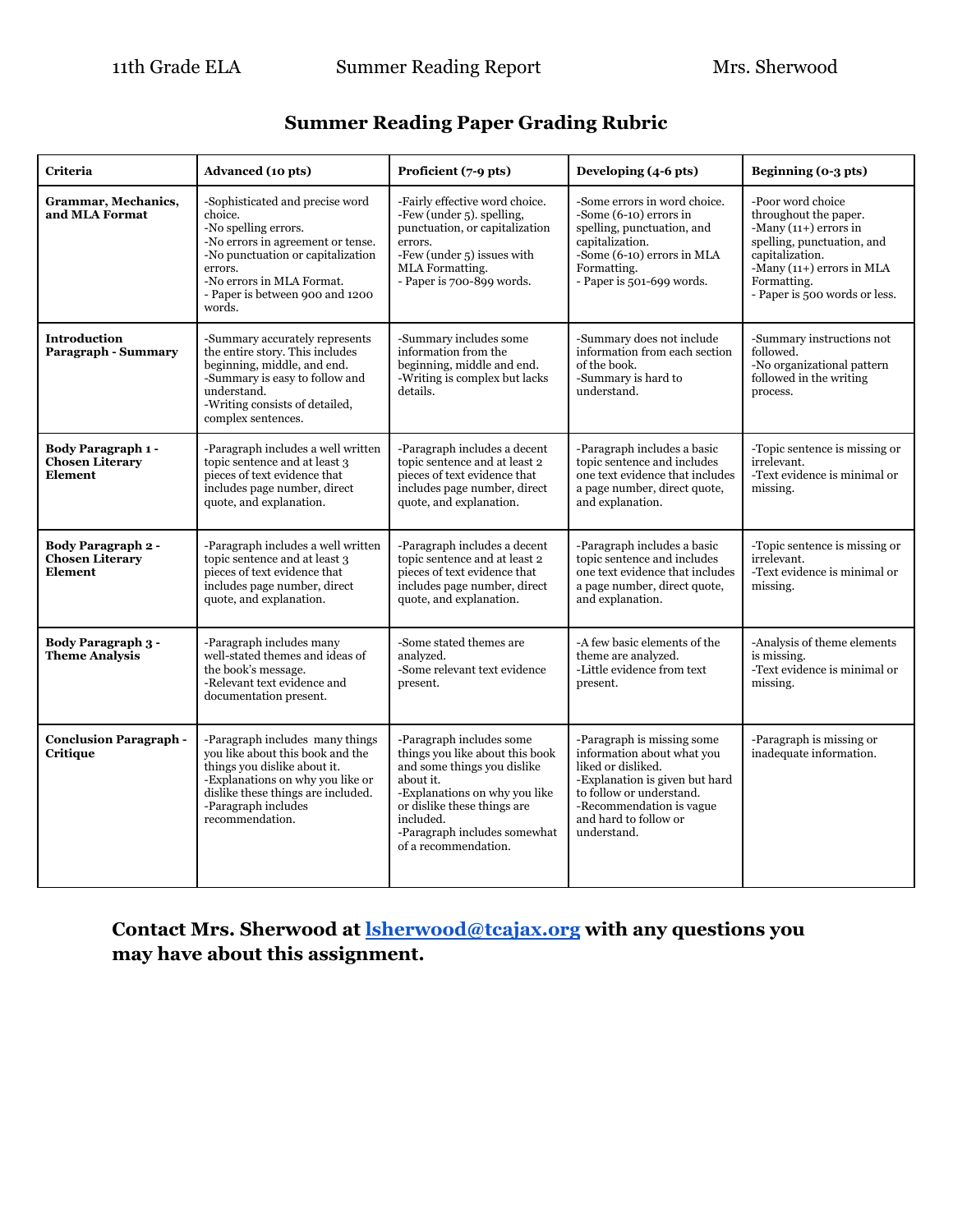11th Grade ELA Summer Reading Report Mrs. Sherwood

## Summer Reading Paper Grading Rubric

| Criteria | Advanced (10 pts) | Proficient (7-9 pts) | Developing (4-6 pts) | Beginning (0-3 pts) |
|---|---|---|---|---|
| **Grammar, Mechanics, and MLA Format** | -Sophisticated and precise word choice.<br>-No spelling errors.<br>-No errors in agreement or tense.<br>-No punctuation or capitalization errors.<br>-No errors in MLA Format.<br>- Paper is between 900 and 1200 words. | -Fairly effective word choice.<br>-Few (under 5). spelling, punctuation, or capitalization errors.<br>-Few (under 5) issues with MLA Formatting.<br>- Paper is 700-899 words. | -Some errors in word choice.<br>-Some (6-10) errors in spelling, punctuation, and capitalization.<br>-Some (6-10) errors in MLA Formatting.<br>- Paper is 501-699 words. | -Poor word choice throughout the paper.<br>-Many (11+) errors in spelling, punctuation, and capitalization.<br>-Many (11+) errors in MLA Formatting.<br>- Paper is 500 words or less. |
| **Introduction Paragraph - Summary** | -Summary accurately represents the entire story. This includes beginning, middle, and end.<br>-Summary is easy to follow and understand.<br>-Writing consists of detailed, complex sentences. | -Summary includes some information from the beginning, middle and end.<br>-Writing is complex but lacks details. | -Summary does not include information from each section of the book.<br>-Summary is hard to understand. | -Summary instructions not followed.<br>-No organizational pattern followed in the writing process. |
| **Body Paragraph 1 - Chosen Literary Element** | -Paragraph includes a well written topic sentence and at least 3 pieces of text evidence that includes page number, direct quote, and explanation. | -Paragraph includes a decent topic sentence and at least 2 pieces of text evidence that includes page number, direct quote, and explanation. | -Paragraph includes a basic topic sentence and includes one text evidence that includes a page number, direct quote, and explanation. | -Topic sentence is missing or irrelevant.<br>-Text evidence is minimal or missing. |
| **Body Paragraph 2 - Chosen Literary Element** | -Paragraph includes a well written topic sentence and at least 3 pieces of text evidence that includes page number, direct quote, and explanation. | -Paragraph includes a decent topic sentence and at least 2 pieces of text evidence that includes page number, direct quote, and explanation. | -Paragraph includes a basic topic sentence and includes one text evidence that includes a page number, direct quote, and explanation. | -Topic sentence is missing or irrelevant.<br>-Text evidence is minimal or missing. |
| **Body Paragraph 3 - Theme Analysis** | -Paragraph includes many well-stated themes and ideas of the book's message.<br>-Relevant text evidence and documentation present. | -Some stated themes are analyzed.<br>-Some relevant text evidence present. | -A few basic elements of the theme are analyzed.<br>-Little evidence from text present. | -Analysis of theme elements is missing.<br>-Text evidence is minimal or missing. |
| **Conclusion Paragraph - Critique** | -Paragraph includes many things you like about this book and the things you dislike about it.<br>-Explanations on why you like or dislike these things are included.<br>-Paragraph includes recommendation. | -Paragraph includes some things you like about this book and some things you dislike about it.<br>-Explanations on why you like or dislike these things are included.<br>-Paragraph includes somewhat of a recommendation. | -Paragraph is missing some information about what you liked or disliked.<br>-Explanation is given but hard to follow or understand.<br>-Recommendation is vague and hard to follow or understand. | -Paragraph is missing or inadequate information. |

**Contact Mrs. Sherwood at [lsherwood@tcajax.org](mailto:lsherwood@tcajax.org) with any questions you may have about this assignment.**